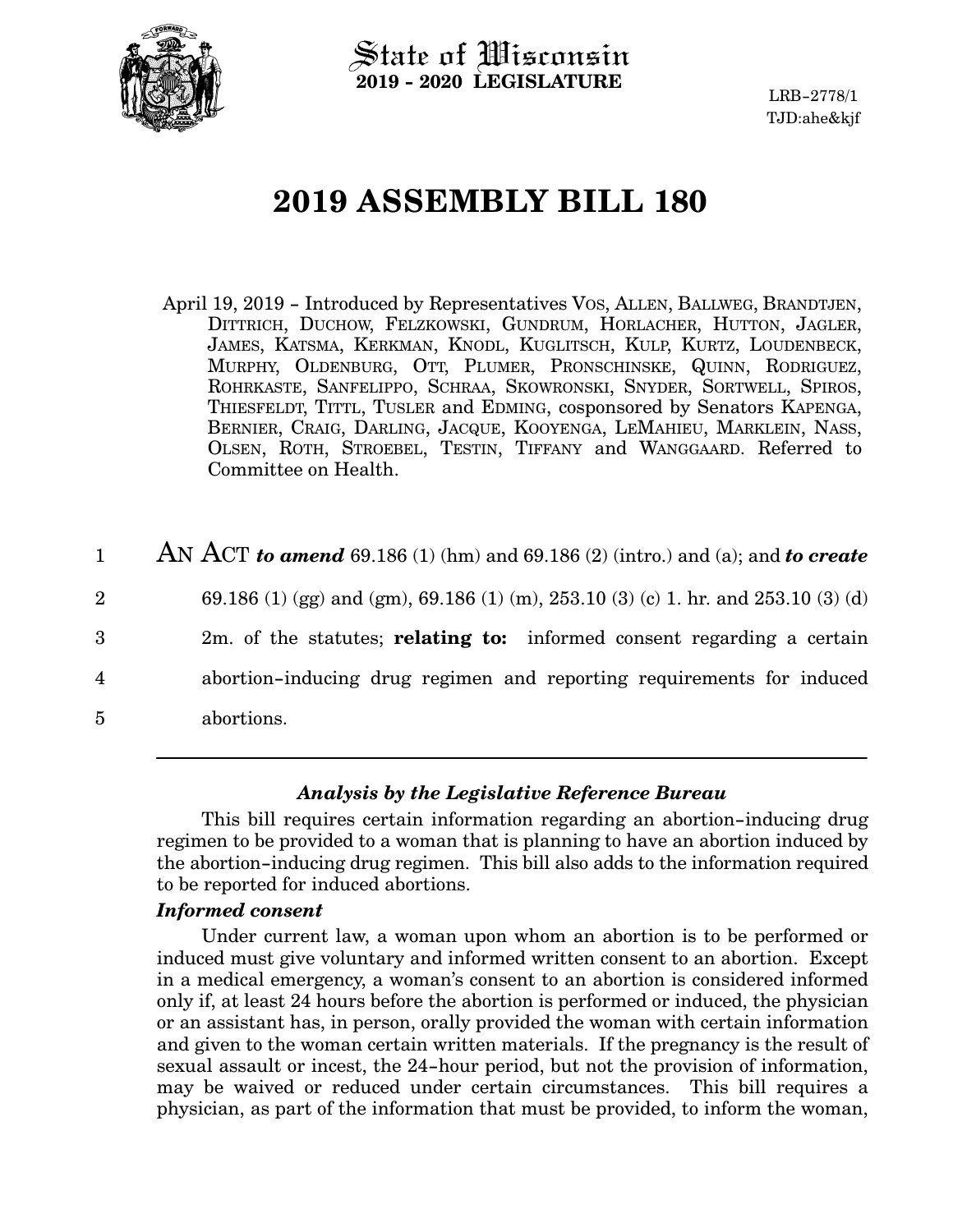State of Wisconsin
**2019 - 2020 LEGISLATURE**

LRB-2778/1
TJD:ahe&kjf

# 2019 ASSEMBLY BILL 180

April 19, 2019 - Introduced by Representatives VOS, ALLEN, BALLWEG, BRANDTJEN, DITTRICH, DUCHOW, FELZKOWSKI, GUNDRUM, HORLACHER, HUTTON, JAGLER, JAMES, KATSMA, KERKMAN, KNODL, KUGLITSCH, KULP, KURTZ, LOUDENBECK, MURPHY, OLDENBURG, OTT, PLUMER, PRONSCHINSKE, QUINN, RODRIGUEZ, ROHRKASTE, SANFELIPPO, SCHRAA, SKOWRONSKI, SNYDER, SORTWELL, SPIROS, THIESFELDT, TITTL, TUSLER and EDMING, cosponsored by Senators KAPENGA, BERNIER, CRAIG, DARLING, JACQUE, KOOYENGA, LEMAHIEU, MARKLEIN, NASS, OLSEN, ROTH, STROEBEL, TESTIN, TIFFANY and WANGGAARD. Referred to Committee on Health.

1 AN ACT ***to amend*** 69.186 (1) (hm) and 69.186 (2) (intro.) and (a); and ***to create***
2 69.186 (1) (gg) and (gm), 69.186 (1) (m), 253.10 (3) (c) 1. hr. and 253.10 (3) (d)
3 2m. of the statutes; **relating to:** informed consent regarding a certain
4 abortion-inducing drug regimen and reporting requirements for induced
5 abortions.

---

### *Analysis by the Legislative Reference Bureau*

This bill requires certain information regarding an abortion-inducing drug regimen to be provided to a woman that is planning to have an abortion induced by the abortion-inducing drug regimen. This bill also adds to the information required to be reported for induced abortions.

***Informed consent***

Under current law, a woman upon whom an abortion is to be performed or induced must give voluntary and informed written consent to an abortion. Except in a medical emergency, a woman's consent to an abortion is considered informed only if, at least 24 hours before the abortion is performed or induced, the physician or an assistant has, in person, orally provided the woman with certain information and given to the woman certain written materials. If the pregnancy is the result of sexual assault or incest, the 24-hour period, but not the provision of information, may be waived or reduced under certain circumstances. This bill requires a physician, as part of the information that must be provided, to inform the woman,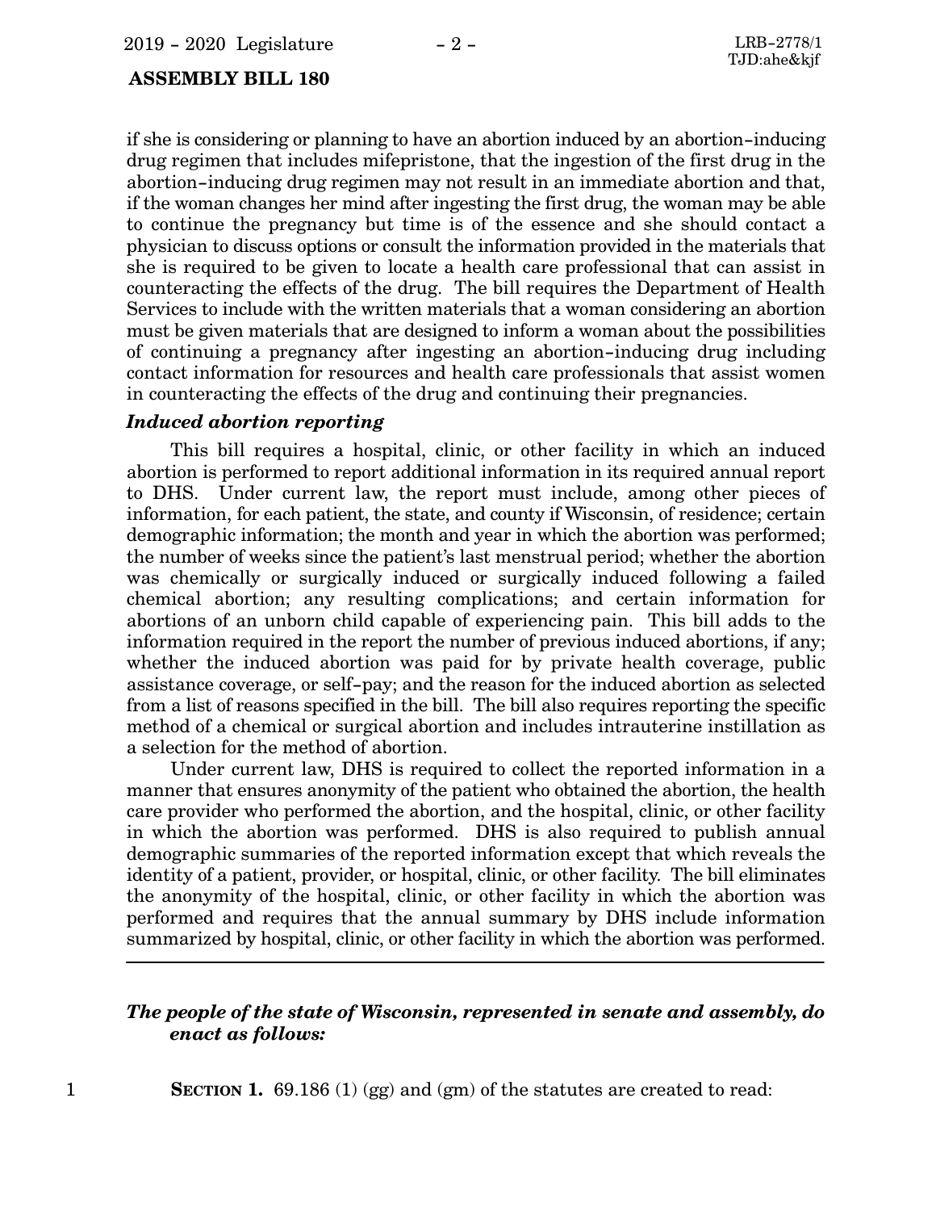if she is considering or planning to have an abortion induced by an abortion-inducing drug regimen that includes mifepristone, that the ingestion of the first drug in the abortion-inducing drug regimen may not result in an immediate abortion and that, if the woman changes her mind after ingesting the first drug, the woman may be able to continue the pregnancy but time is of the essence and she should contact a physician to discuss options or consult the information provided in the materials that she is required to be given to locate a health care professional that can assist in counteracting the effects of the drug. The bill requires the Department of Health Services to include with the written materials that a woman considering an abortion must be given materials that are designed to inform a woman about the possibilities of continuing a pregnancy after ingesting an abortion-inducing drug including contact information for resources and health care professionals that assist women in counteracting the effects of the drug and continuing their pregnancies.

***Induced abortion reporting***

This bill requires a hospital, clinic, or other facility in which an induced abortion is performed to report additional information in its required annual report to DHS. Under current law, the report must include, among other pieces of information, for each patient, the state, and county if Wisconsin, of residence; certain demographic information; the month and year in which the abortion was performed; the number of weeks since the patient's last menstrual period; whether the abortion was chemically or surgically induced or surgically induced following a failed chemical abortion; any resulting complications; and certain information for abortions of an unborn child capable of experiencing pain. This bill adds to the information required in the report the number of previous induced abortions, if any; whether the induced abortion was paid for by private health coverage, public assistance coverage, or self-pay; and the reason for the induced abortion as selected from a list of reasons specified in the bill. The bill also requires reporting the specific method of a chemical or surgical abortion and includes intrauterine instillation as a selection for the method of abortion.

Under current law, DHS is required to collect the reported information in a manner that ensures anonymity of the patient who obtained the abortion, the health care provider who performed the abortion, and the hospital, clinic, or other facility in which the abortion was performed. DHS is also required to publish annual demographic summaries of the reported information except that which reveals the identity of a patient, provider, or hospital, clinic, or other facility. The bill eliminates the anonymity of the hospital, clinic, or other facility in which the abortion was performed and requires that the annual summary by DHS include information summarized by hospital, clinic, or other facility in which the abortion was performed.

---

***The people of the state of Wisconsin, represented in senate and assembly, do enact as follows:***

**SECTION 1.** 69.186 (1) (gg) and (gm) of the statutes are created to read: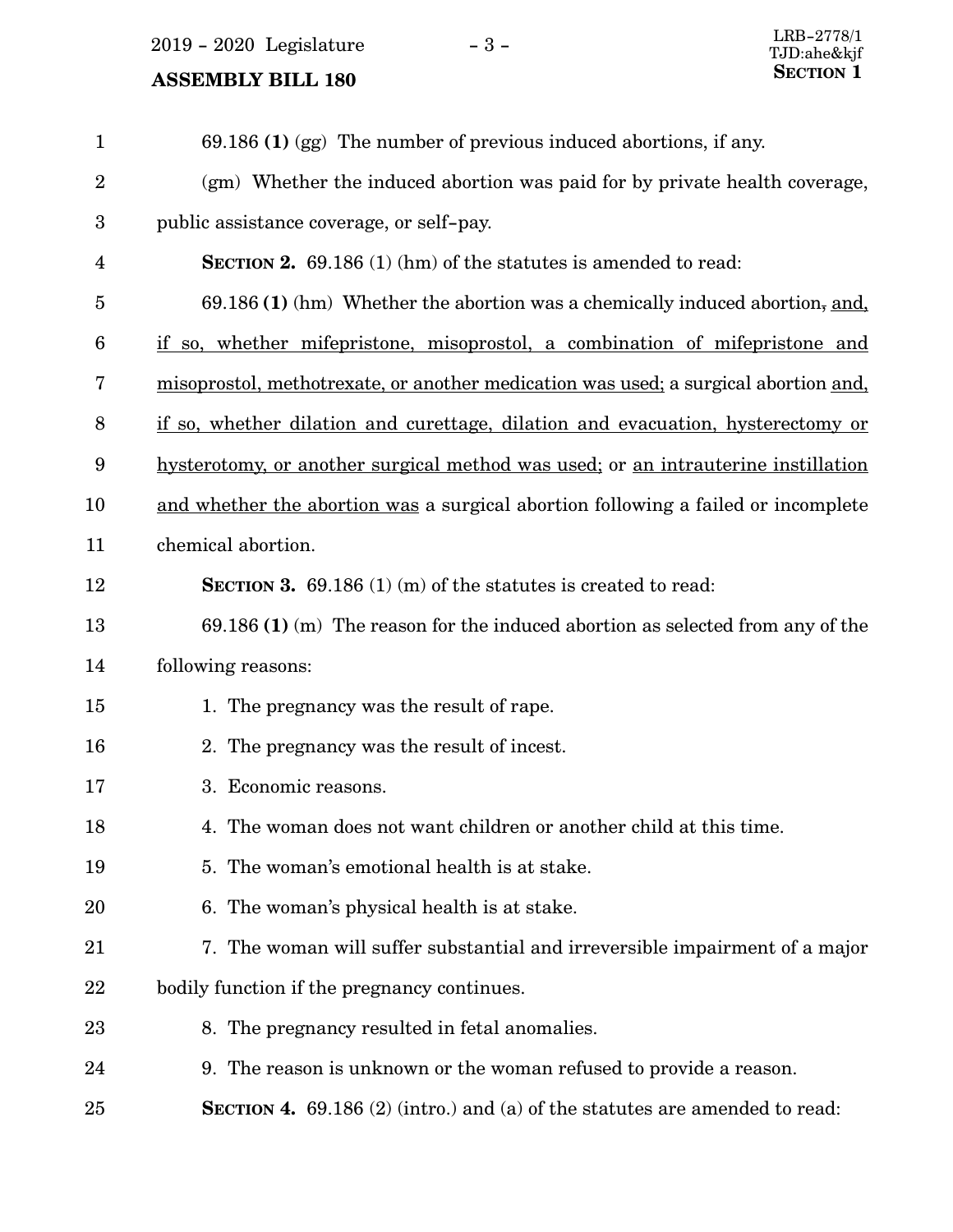69.186 **(1)** (gg) The number of previous induced abortions, if any.

(gm) Whether the induced abortion was paid for by private health coverage, public assistance coverage, or self-pay.

**SECTION 2.** 69.186 (1) (hm) of the statutes is amended to read:

69.186 **(1)** (hm) Whether the abortion was a chemically induced abortion~~,~~ <u>and, if so, whether mifepristone, misoprostol, a combination of mifepristone and misoprostol, methotrexate, or another medication was used;</u> a surgical abortion <u>and, if so, whether dilation and curettage, dilation and evacuation, hysterectomy or hysterotomy, or another surgical method was used;</u> or <u>an intrauterine instillation and whether the abortion was</u> a surgical abortion following a failed or incomplete chemical abortion.

**SECTION 3.** 69.186 (1) (m) of the statutes is created to read:

69.186 **(1)** (m) The reason for the induced abortion as selected from any of the following reasons:

1. The pregnancy was the result of rape.

2. The pregnancy was the result of incest.

3. Economic reasons.

4. The woman does not want children or another child at this time.

5. The woman's emotional health is at stake.

6. The woman's physical health is at stake.

7. The woman will suffer substantial and irreversible impairment of a major bodily function if the pregnancy continues.

8. The pregnancy resulted in fetal anomalies.

9. The reason is unknown or the woman refused to provide a reason.

**SECTION 4.** 69.186 (2) (intro.) and (a) of the statutes are amended to read: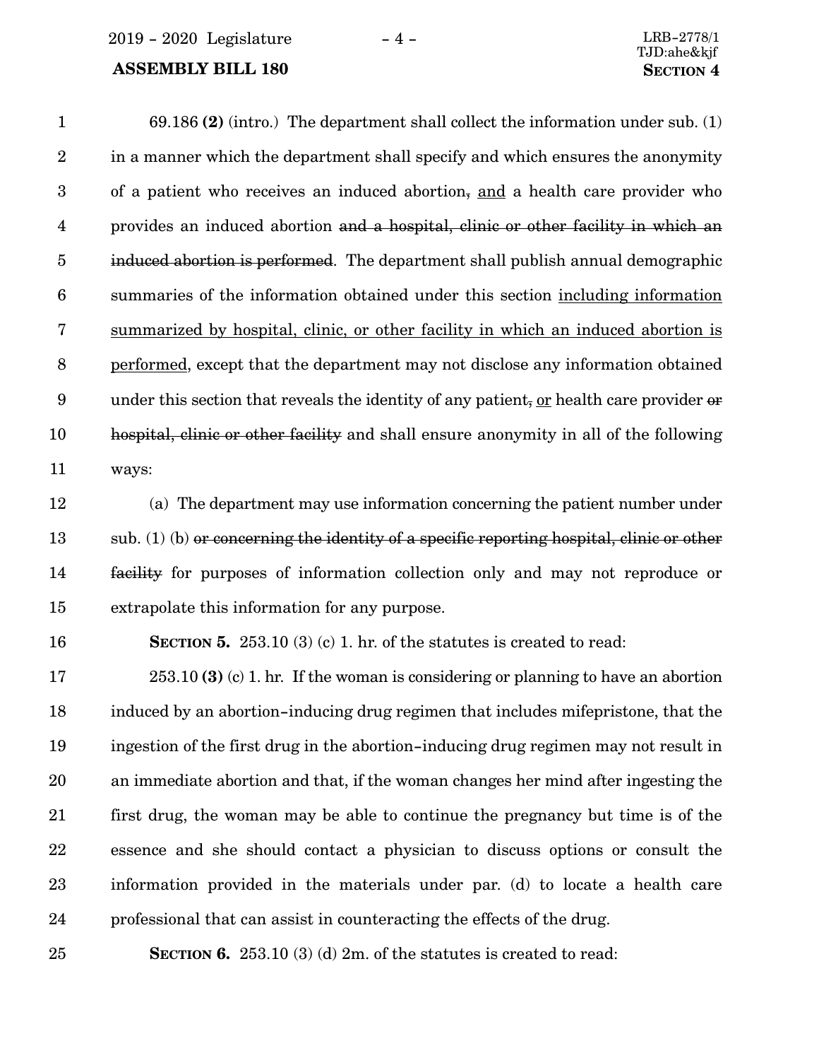69.186 **(2)** (intro.) The department shall collect the information under sub. (1) in a manner which the department shall specify and which ensures the anonymity of a patient who receives an induced abortion~~,~~ and a health care provider who provides an induced abortion ~~and a hospital, clinic or other facility in which an induced abortion is performed~~. The department shall publish annual demographic summaries of the information obtained under this section including information summarized by hospital, clinic, or other facility in which an induced abortion is performed, except that the department may not disclose any information obtained under this section that reveals the identity of any patient~~,~~ or health care provider ~~or hospital, clinic or other facility~~ and shall ensure anonymity in all of the following ways:

(a) The department may use information concerning the patient number under sub. (1) (b) ~~or concerning the identity of a specific reporting hospital, clinic or other facility~~ for purposes of information collection only and may not reproduce or extrapolate this information for any purpose.

**SECTION 5.** 253.10 (3) (c) 1. hr. of the statutes is created to read:

253.10 **(3)** (c) 1. hr. If the woman is considering or planning to have an abortion induced by an abortion-inducing drug regimen that includes mifepristone, that the ingestion of the first drug in the abortion-inducing drug regimen may not result in an immediate abortion and that, if the woman changes her mind after ingesting the first drug, the woman may be able to continue the pregnancy but time is of the essence and she should contact a physician to discuss options or consult the information provided in the materials under par. (d) to locate a health care professional that can assist in counteracting the effects of the drug.

**SECTION 6.** 253.10 (3) (d) 2m. of the statutes is created to read: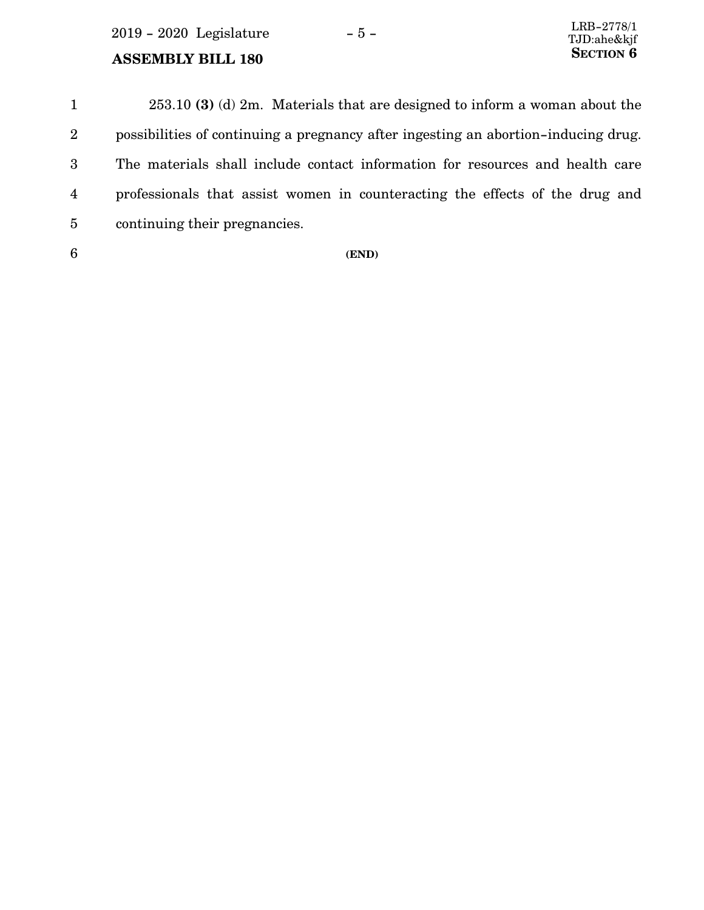253.10 **(3)** (d) 2m. Materials that are designed to inform a woman about the possibilities of continuing a pregnancy after ingesting an abortion-inducing drug. The materials shall include contact information for resources and health care professionals that assist women in counteracting the effects of the drug and continuing their pregnancies.

**(END)**